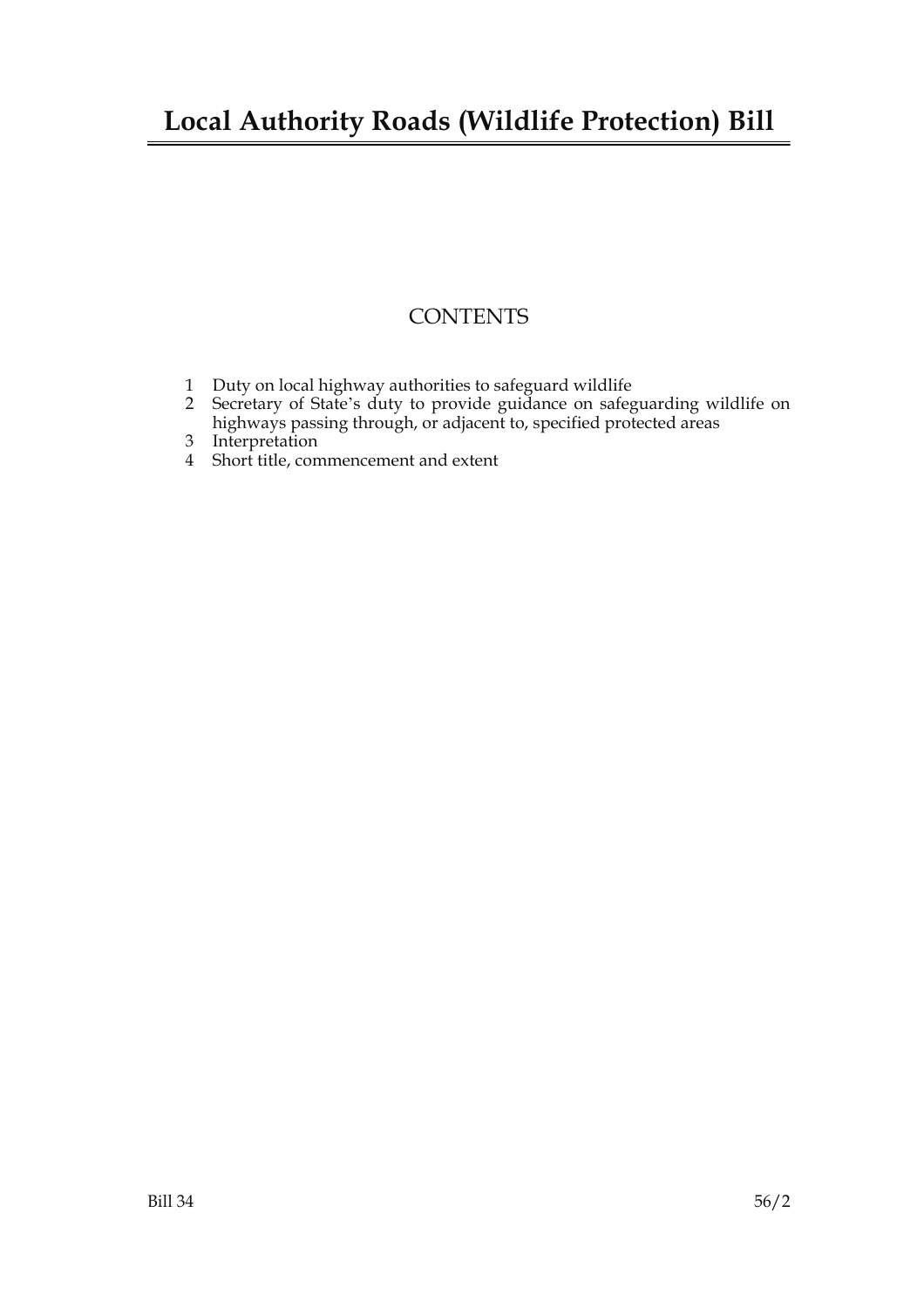# Local Authority Roads (Wildlife Protection) Bill

## CONTENTS

1 Duty on local highway authorities to safeguard wildlife
2 Secretary of State's duty to provide guidance on safeguarding wildlife on highways passing through, or adjacent to, specified protected areas
3 Interpretation
4 Short title, commencement and extent

Bill 34 56/2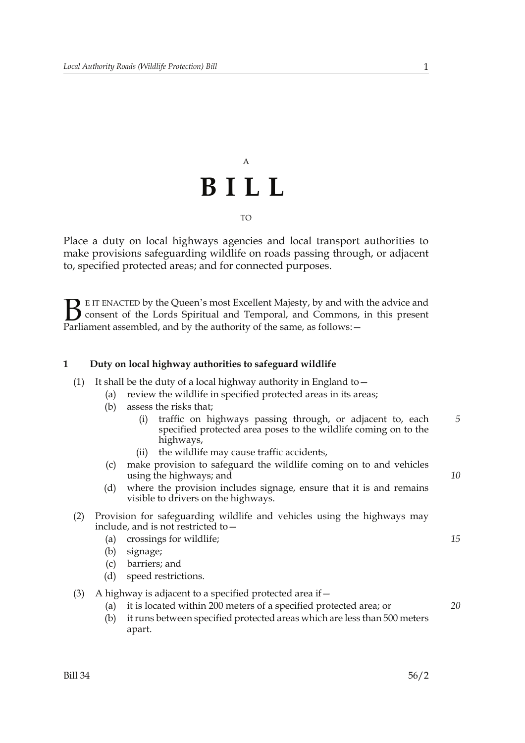A

# B I L L

TO

Place a duty on local highways agencies and local transport authorities to make provisions safeguarding wildlife on roads passing through, or adjacent to, specified protected areas; and for connected purposes.

BE IT ENACTED by the Queen's most Excellent Majesty, by and with the advice and consent of the Lords Spiritual and Temporal, and Commons, in this present Parliament assembled, and by the authority of the same, as follows:—

**1 Duty on local highway authorities to safeguard wildlife**

(1) It shall be the duty of a local highway authority in England to—

(a) review the wildlife in specified protected areas in its areas;

(b) assess the risks that;

(i) traffic on highways passing through, or adjacent to, each specified protected area poses to the wildlife coming on to the highways,

(ii) the wildlife may cause traffic accidents,

(c) make provision to safeguard the wildlife coming on to and vehicles using the highways; and

(d) where the provision includes signage, ensure that it is and remains visible to drivers on the highways.

(2) Provision for safeguarding wildlife and vehicles using the highways may include, and is not restricted to—

(a) crossings for wildlife;

(b) signage;

(c) barriers; and

(d) speed restrictions.

(3) A highway is adjacent to a specified protected area if—

(a) it is located within 200 meters of a specified protected area; or

(b) it runs between specified protected areas which are less than 500 meters apart.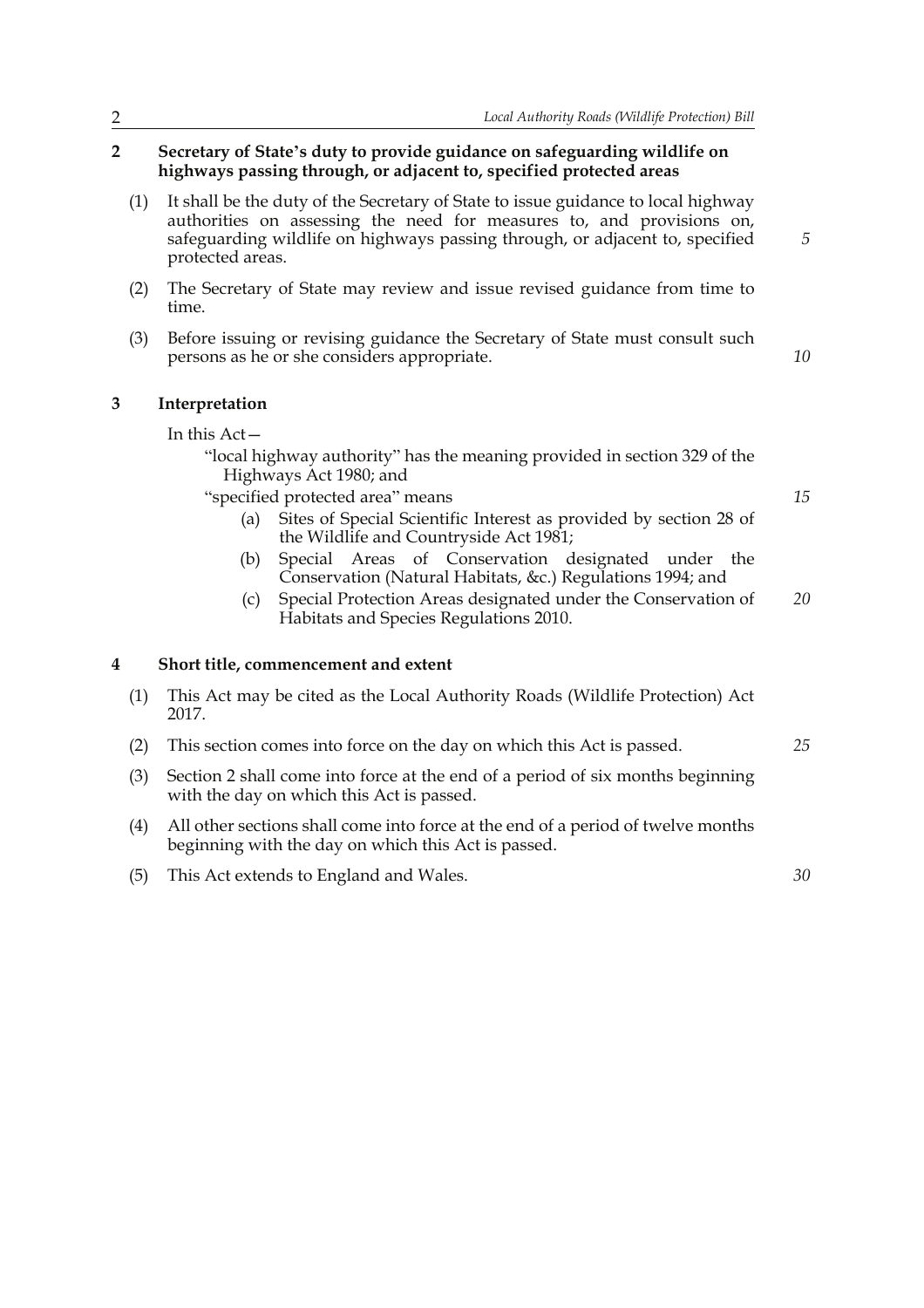## 2 Secretary of State's duty to provide guidance on safeguarding wildlife on highways passing through, or adjacent to, specified protected areas

(1) It shall be the duty of the Secretary of State to issue guidance to local highway authorities on assessing the need for measures to, and provisions on, safeguarding wildlife on highways passing through, or adjacent to, specified protected areas.

(2) The Secretary of State may review and issue revised guidance from time to time.

(3) Before issuing or revising guidance the Secretary of State must consult such persons as he or she considers appropriate.

## 3 Interpretation

In this Act—

"local highway authority" has the meaning provided in section 329 of the Highways Act 1980; and

"specified protected area" means

(a) Sites of Special Scientific Interest as provided by section 28 of the Wildlife and Countryside Act 1981;

(b) Special Areas of Conservation designated under the Conservation (Natural Habitats, &c.) Regulations 1994; and

(c) Special Protection Areas designated under the Conservation of Habitats and Species Regulations 2010.

## 4 Short title, commencement and extent

(1) This Act may be cited as the Local Authority Roads (Wildlife Protection) Act 2017.

(2) This section comes into force on the day on which this Act is passed.

(3) Section 2 shall come into force at the end of a period of six months beginning with the day on which this Act is passed.

(4) All other sections shall come into force at the end of a period of twelve months beginning with the day on which this Act is passed.

(5) This Act extends to England and Wales.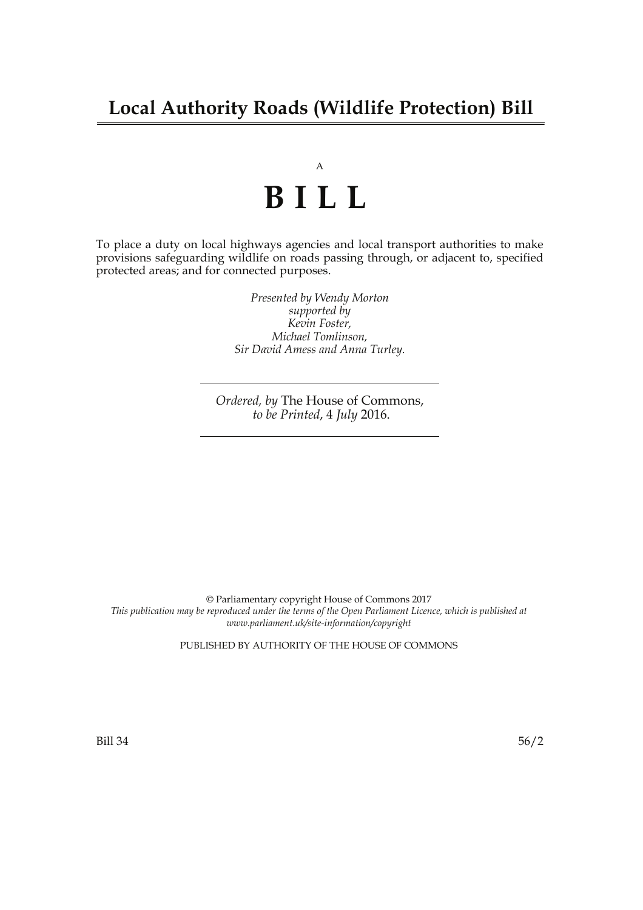# Local Authority Roads (Wildlife Protection) Bill

A

# B I L L

To place a duty on local highways agencies and local transport authorities to make provisions safeguarding wildlife on roads passing through, or adjacent to, specified protected areas; and for connected purposes.

*Presented by Wendy Morton*
*supported by*
*Kevin Foster,*
*Michael Tomlinson,*
*Sir David Amess and Anna Turley.*

---

*Ordered, by* The House of Commons,
*to be Printed*, 4 *July* 2016.

---

© Parliamentary copyright House of Commons 2017
*This publication may be reproduced under the terms of the Open Parliament Licence, which is published at www.parliament.uk/site-information/copyright*

PUBLISHED BY AUTHORITY OF THE HOUSE OF COMMONS

Bill 34 56/2